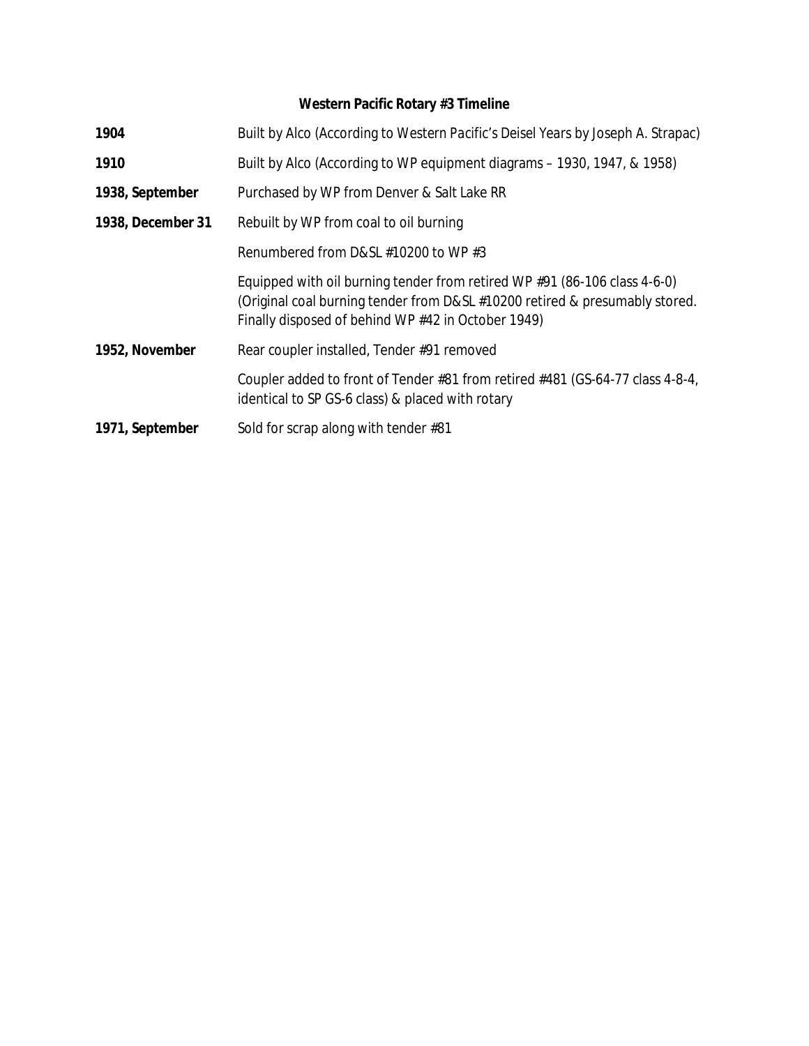## Western Pacific Rotary #3 Timeline

| | |
|---|---|
| **1904** | Built by Alco (According to *Western Pacific's Deisel Years* by Joseph A. Strapac) |
| **1910** | Built by Alco (According to WP equipment diagrams – 1930, 1947, & 1958) |
| **1938, September** | Purchased by WP from Denver & Salt Lake RR |
| **1938, December 31** | Rebuilt by WP from coal to oil burning |
| | Renumbered from D&SL #10200 to WP #3 |
| | Equipped with oil burning tender from retired WP #91 (86-106 class 4-6-0) (Original coal burning tender from D&SL #10200 retired & presumably stored. Finally disposed of behind WP #42 in October 1949) |
| **1952, November** | Rear coupler installed, Tender #91 removed |
| | Coupler added to front of Tender #81 from retired #481 (GS-64-77 class 4-8-4, identical to SP GS-6 class) & placed with rotary |
| **1971, September** | Sold for scrap along with tender #81 |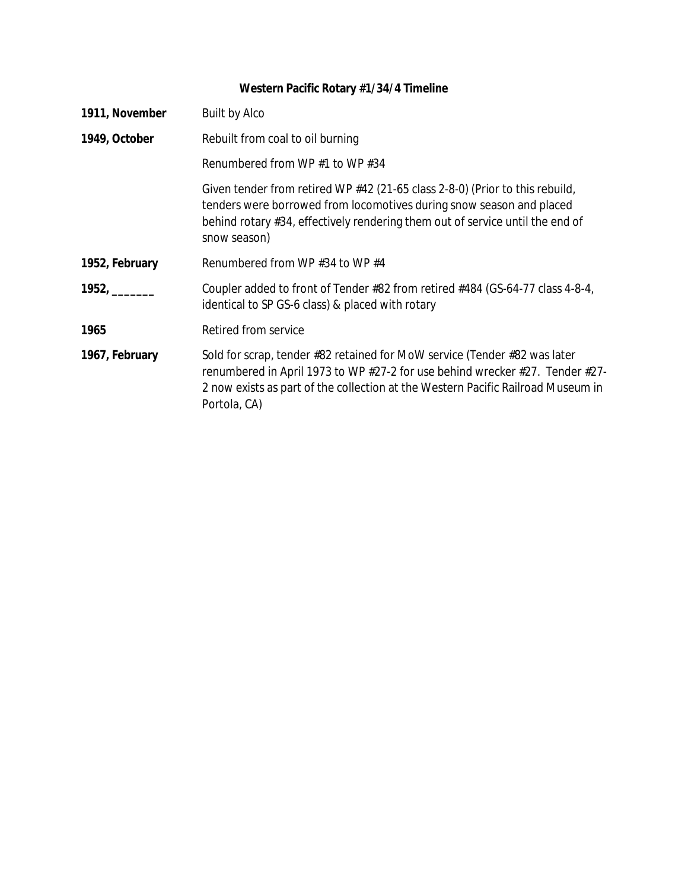## Western Pacific Rotary #1/34/4 Timeline

| | |
|---|---|
| **1911, November** | Built by Alco |
| **1949, October** | Rebuilt from coal to oil burning |
| | Renumbered from WP #1 to WP #34 |
| | Given tender from retired WP #42 (21-65 class 2-8-0) (Prior to this rebuild, tenders were borrowed from locomotives during snow season and placed behind rotary #34, effectively rendering them out of service until the end of snow season) |
| **1952, February** | Renumbered from WP #34 to WP #4 |
| **1952, _______** | Coupler added to front of Tender #82 from retired #484 (GS-64-77 class 4-8-4, identical to SP GS-6 class) & placed with rotary |
| **1965** | Retired from service |
| **1967, February** | Sold for scrap, tender #82 retained for MoW service (Tender #82 was later renumbered in April 1973 to WP #27-2 for use behind wrecker #27. Tender #27-2 now exists as part of the collection at the Western Pacific Railroad Museum in Portola, CA) |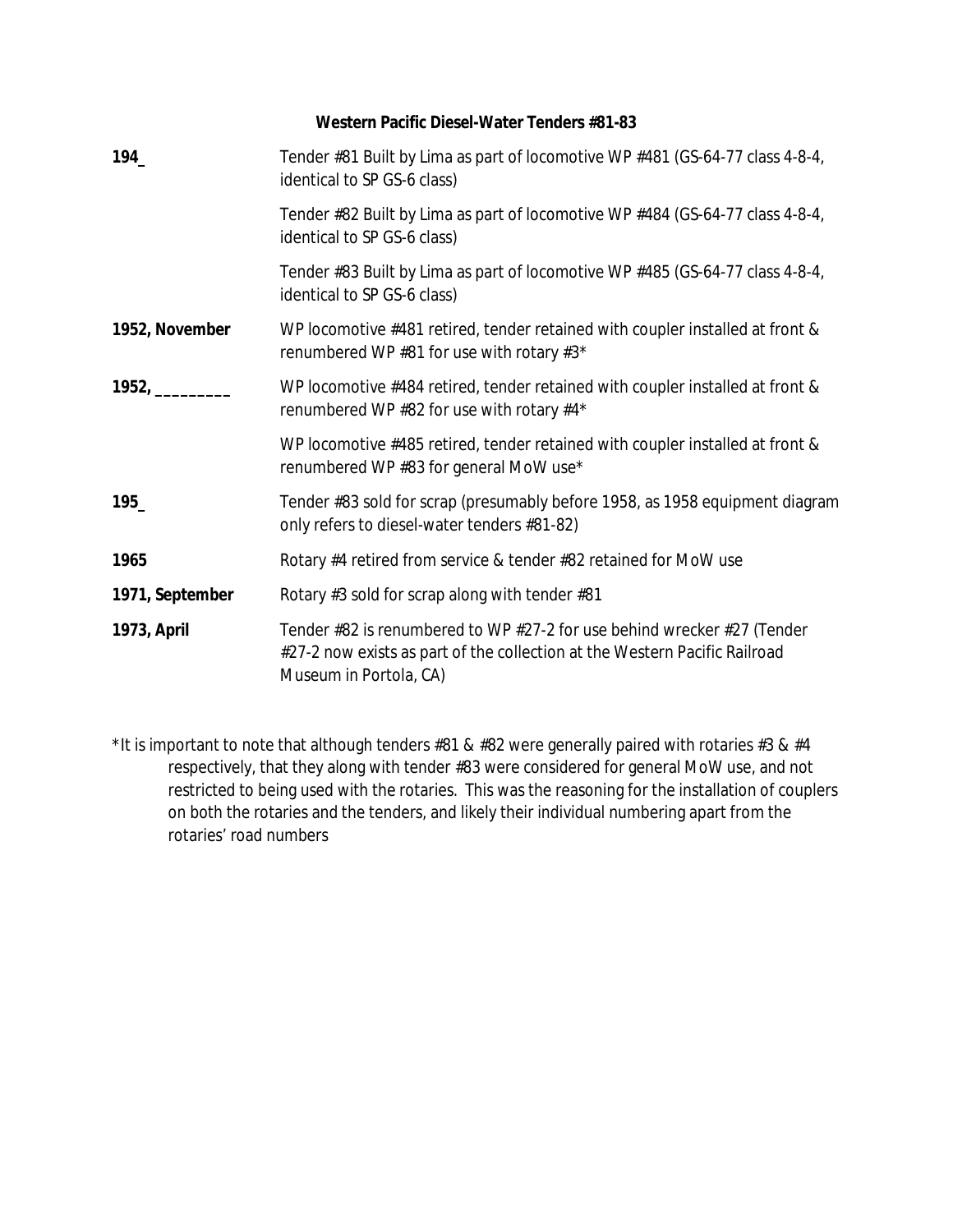**Western Pacific Diesel-Water Tenders #81-83**

| | |
|---|---|
| **194_** | Tender #81 Built by Lima as part of locomotive WP #481 (GS-64-77 class 4-8-4, identical to SP GS-6 class) |
| | Tender #82 Built by Lima as part of locomotive WP #484 (GS-64-77 class 4-8-4, identical to SP GS-6 class) |
| | Tender #83 Built by Lima as part of locomotive WP #485 (GS-64-77 class 4-8-4, identical to SP GS-6 class) |
| **1952, November** | WP locomotive #481 retired, tender retained with coupler installed at front & renumbered WP #81 for use with rotary #3* |
| **1952, _________** | WP locomotive #484 retired, tender retained with coupler installed at front & renumbered WP #82 for use with rotary #4* |
| | WP locomotive #485 retired, tender retained with coupler installed at front & renumbered WP #83 for general MoW use* |
| **195_** | Tender #83 sold for scrap (presumably before 1958, as 1958 equipment diagram only refers to diesel-water tenders #81-82) |
| **1965** | Rotary #4 retired from service & tender #82 retained for MoW use |
| **1971, September** | Rotary #3 sold for scrap along with tender #81 |
| **1973, April** | Tender #82 is renumbered to WP #27-2 for use behind wrecker #27 (Tender #27-2 now exists as part of the collection at the Western Pacific Railroad Museum in Portola, CA) |

*It is important to note that although tenders #81 & #82 were generally paired with rotaries #3 & #4 respectively, that they along with tender #83 were considered for general MoW use, and not restricted to being used with the rotaries. This was the reasoning for the installation of couplers on both the rotaries and the tenders, and likely their individual numbering apart from the rotaries' road numbers